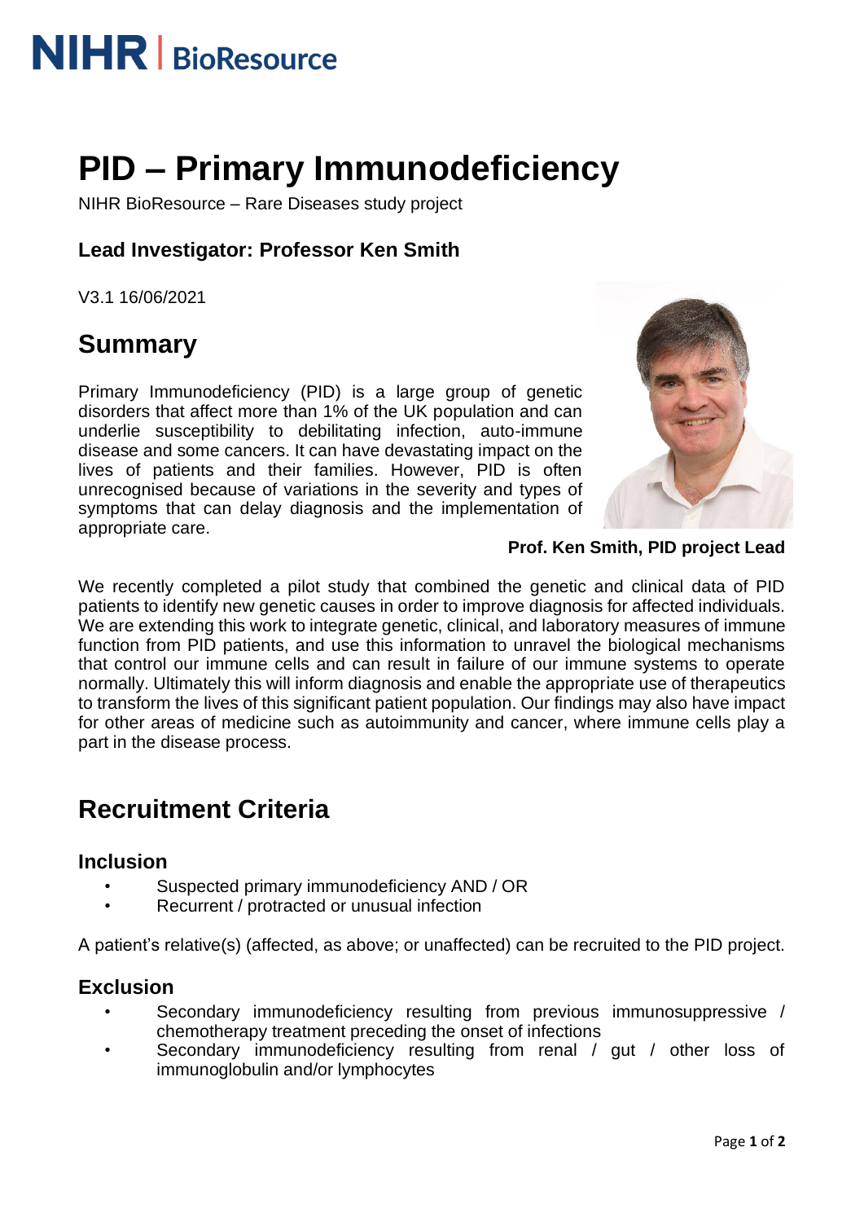NIHR | BioResource

# PID – Primary Immunodeficiency

NIHR BioResource – Rare Diseases study project

### Lead Investigator: Professor Ken Smith

V3.1 16/06/2021

## Summary

Primary Immunodeficiency (PID) is a large group of genetic disorders that affect more than 1% of the UK population and can underlie susceptibility to debilitating infection, auto-immune disease and some cancers. It can have devastating impact on the lives of patients and their families. However, PID is often unrecognised because of variations in the severity and types of symptoms that can delay diagnosis and the implementation of appropriate care.

**Prof. Ken Smith, PID project Lead**

We recently completed a pilot study that combined the genetic and clinical data of PID patients to identify new genetic causes in order to improve diagnosis for affected individuals. We are extending this work to integrate genetic, clinical, and laboratory measures of immune function from PID patients, and use this information to unravel the biological mechanisms that control our immune cells and can result in failure of our immune systems to operate normally. Ultimately this will inform diagnosis and enable the appropriate use of therapeutics to transform the lives of this significant patient population. Our findings may also have impact for other areas of medicine such as autoimmunity and cancer, where immune cells play a part in the disease process.

## Recruitment Criteria

### Inclusion

- Suspected primary immunodeficiency AND / OR
- Recurrent / protracted or unusual infection

A patient's relative(s) (affected, as above; or unaffected) can be recruited to the PID project.

### Exclusion

- Secondary immunodeficiency resulting from previous immunosuppressive / chemotherapy treatment preceding the onset of infections
- Secondary immunodeficiency resulting from renal / gut / other loss of immunoglobulin and/or lymphocytes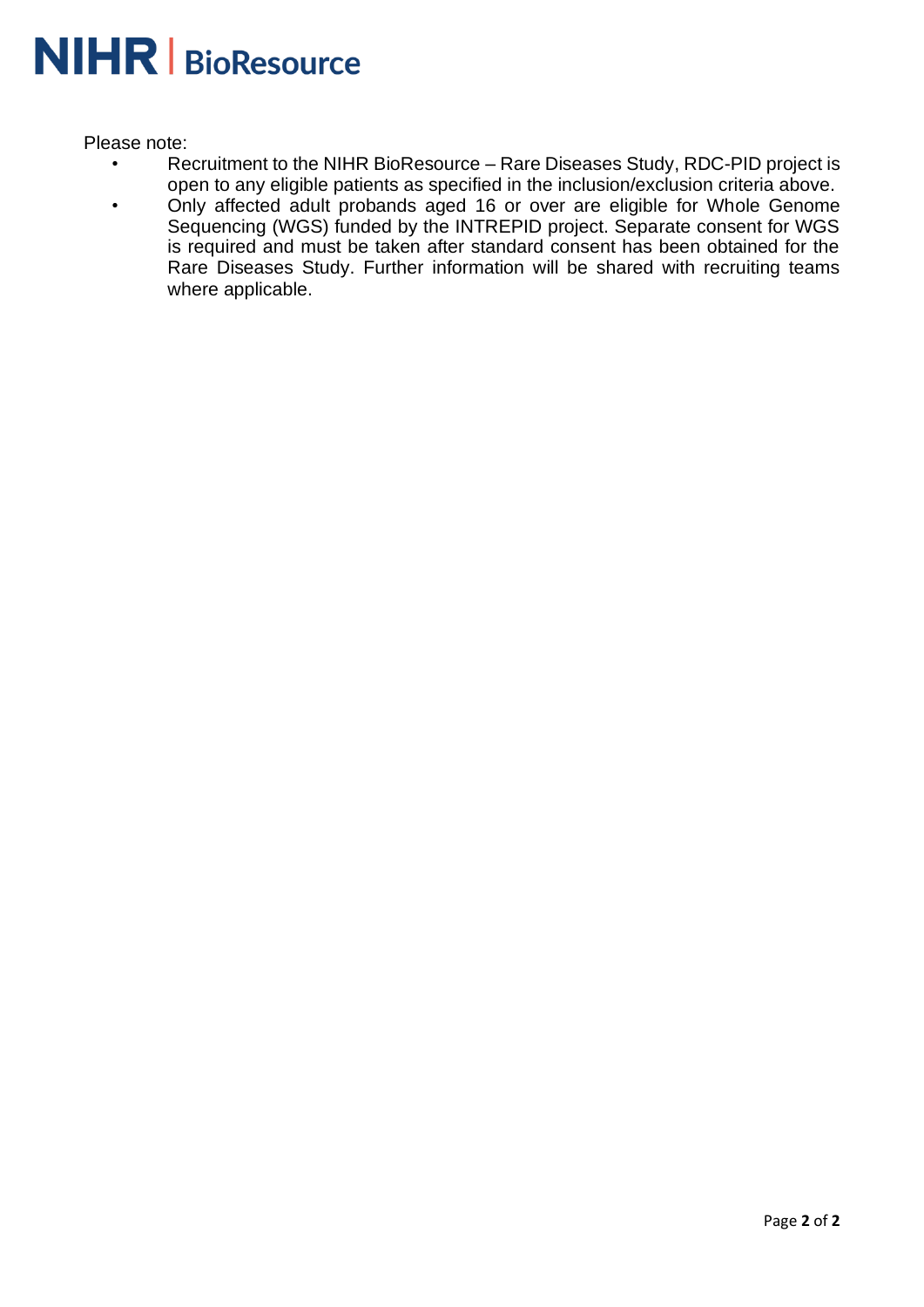Please note:

- Recruitment to the NIHR BioResource – Rare Diseases Study, RDC-PID project is open to any eligible patients as specified in the inclusion/exclusion criteria above.
- Only affected adult probands aged 16 or over are eligible for Whole Genome Sequencing (WGS) funded by the INTREPID project. Separate consent for WGS is required and must be taken after standard consent has been obtained for the Rare Diseases Study. Further information will be shared with recruiting teams where applicable.